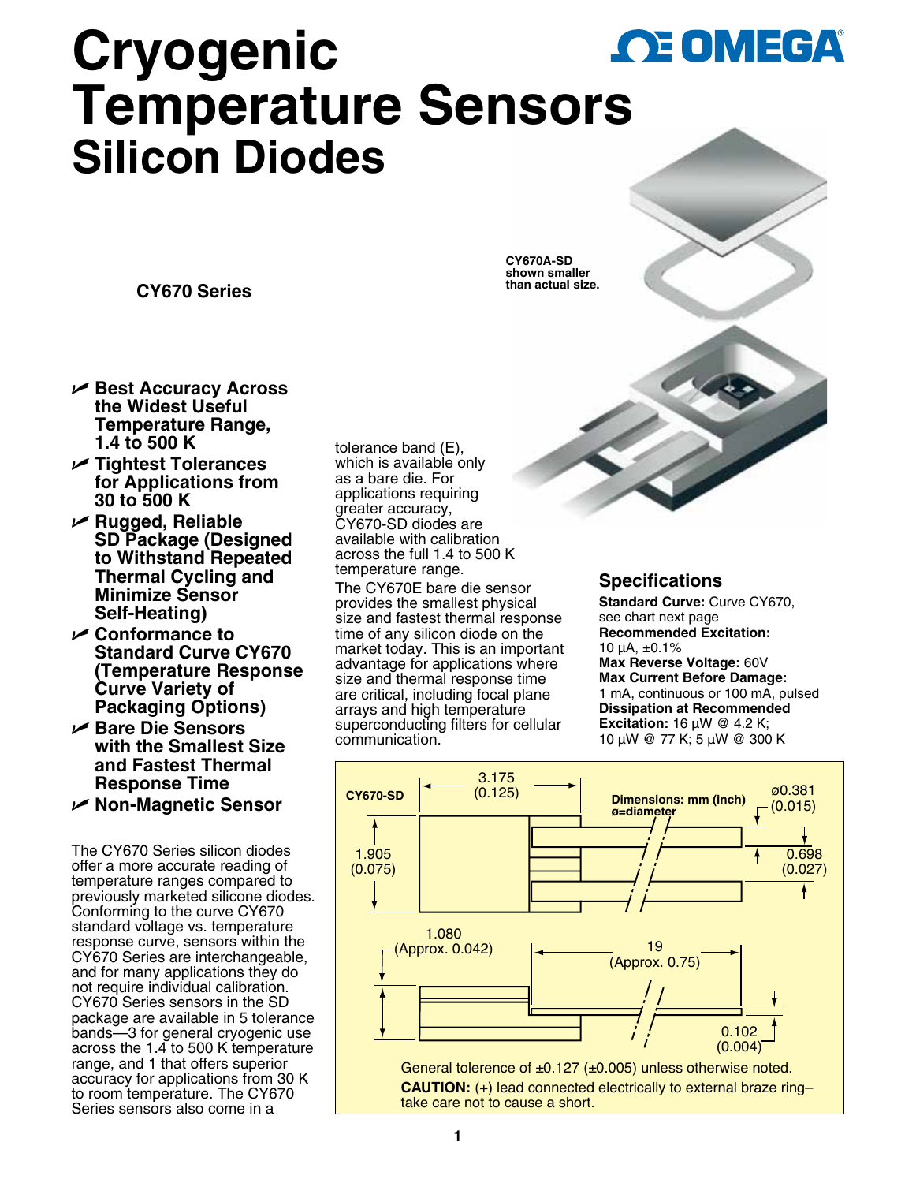# Cryogenic Temperature Sensors

## Silicon Diodes

**CY670 Series**

CY670A-SD shown smaller than actual size.

- **Best Accuracy Across the Widest Useful Temperature Range, 1.4 to 500 K**
- **Tightest Tolerances for Applications from 30 to 500 K**
- **Rugged, Reliable SD Package (Designed to Withstand Repeated Thermal Cycling and Minimize Sensor Self-Heating)**
- **Conformance to Standard Curve CY670 (Temperature Response Curve Variety of Packaging Options)**
- **Bare Die Sensors with the Smallest Size and Fastest Thermal Response Time**
- **Non-Magnetic Sensor**

The CY670 Series silicon diodes offer a more accurate reading of temperature ranges compared to previously marketed silicone diodes. Conforming to the curve CY670 standard voltage vs. temperature response curve, sensors within the CY670 Series are interchangeable, and for many applications they do not require individual calibration. CY670 Series sensors in the SD package are available in 5 tolerance bands—3 for general cryogenic use across the 1.4 to 500 K temperature range, and 1 that offers superior accuracy for applications from 30 K to room temperature. The CY670 Series sensors also come in a tolerance band (E), which is available only as a bare die. For applications requiring greater accuracy, CY670-SD diodes are available with calibration across the full 1.4 to 500 K temperature range.

The CY670E bare die sensor provides the smallest physical size and fastest thermal response time of any silicon diode on the market today. This is an important advantage for applications where size and thermal response time are critical, including focal plane arrays and high temperature superconducting filters for cellular communication.

### Specifications

**Standard Curve:** Curve CY670, see chart next page
**Recommended Excitation:** 10 µA, ±0.1%
**Max Reverse Voltage:** 60V
**Max Current Before Damage:** 1 mA, continuous or 100 mA, pulsed
**Dissipation at Recommended Excitation:** 16 µW @ 4.2 K; 10 µW @ 77 K; 5 µW @ 300 K

**CY670-SD**

Dimensions: mm (inch) ø=diameter

3.175 (0.125); 1.905 (0.075); ø0.381 (0.015); 0.698 (0.027); 1.080 (Approx. 0.042); 19 (Approx. 0.75); 0.102 (0.004)

General tolerence of ±0.127 (±0.005) unless otherwise noted.

**CAUTION:** (+) lead connected electrically to external braze ring– take care not to cause a short.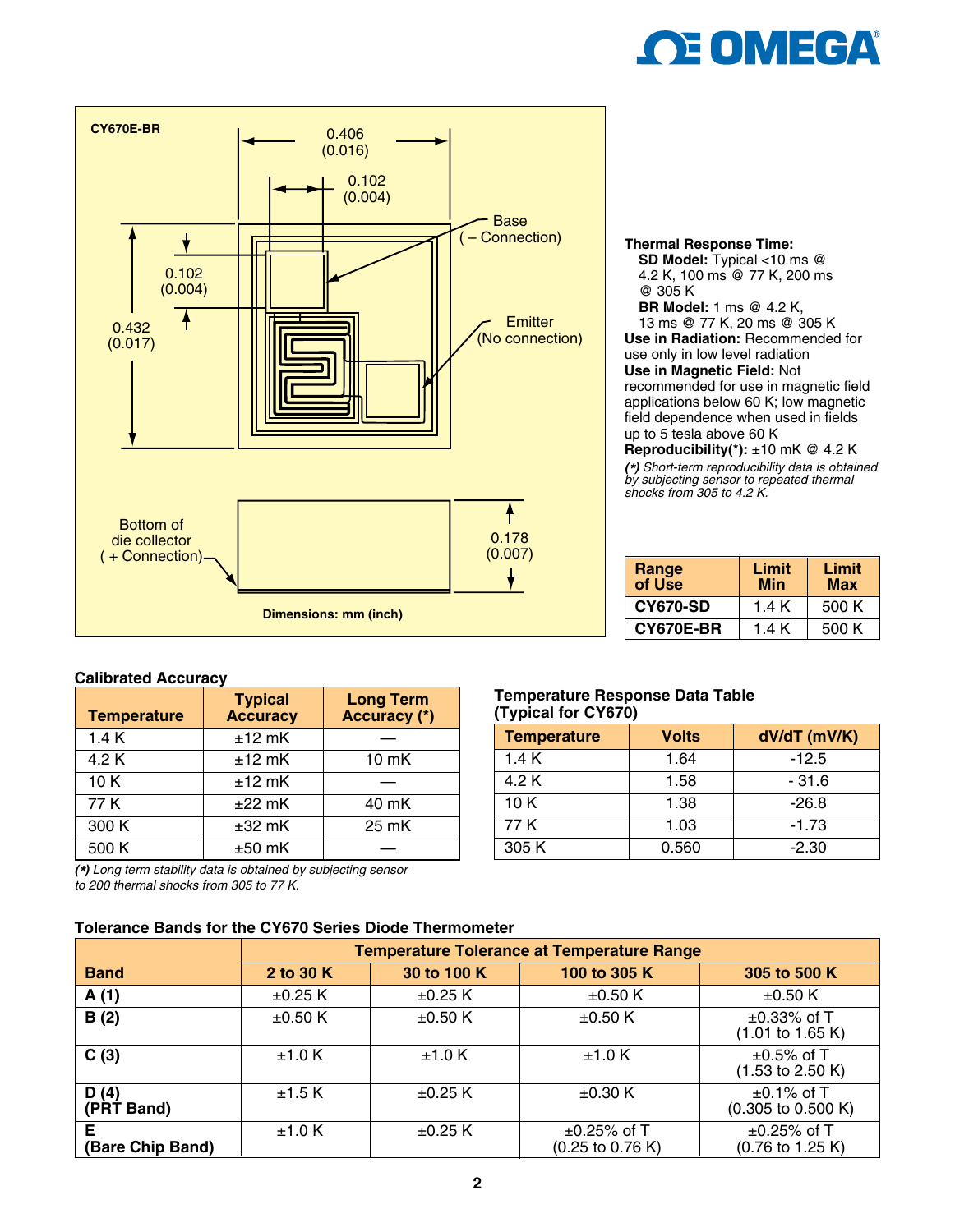CY670E-BR

0.406 (0.016)

0.102 (0.004)

Base (– Connection)

0.102 (0.004)

0.432 (0.017)

Emitter (No connection)

Bottom of die collector (+ Connection)

0.178 (0.007)

**Dimensions: mm (inch)**

**Thermal Response Time:**
**SD Model:** Typical <10 ms @ 4.2 K, 100 ms @ 77 K, 200 ms @ 305 K
**BR Model:** 1 ms @ 4.2 K, 13 ms @ 77 K, 20 ms @ 305 K
**Use in Radiation:** Recommended for use only in low level radiation
**Use in Magnetic Field:** Not recommended for use in magnetic field applications below 60 K; low magnetic field dependence when used in fields up to 5 tesla above 60 K
**Reproducibility(*):** ±10 mK @ 4.2 K
*(*) Short-term reproducibility data is obtained by subjecting sensor to repeated thermal shocks from 305 to 4.2 K.*

| Range of Use | Limit Min | Limit Max |
|---|---|---|
| **CY670-SD** | 1.4 K | 500 K |
| **CY670E-BR** | 1.4 K | 500 K |

**Calibrated Accuracy**

| Temperature | Typical Accuracy | Long Term Accuracy (*) |
|---|---|---|
| 1.4 K | ±12 mK | — |
| 4.2 K | ±12 mK | 10 mK |
| 10 K | ±12 mK | — |
| 77 K | ±22 mK | 40 mK |
| 300 K | ±32 mK | 25 mK |
| 500 K | ±50 mK | — |

*(*) Long term stability data is obtained by subjecting sensor to 200 thermal shocks from 305 to 77 K.*

**Temperature Response Data Table (Typical for CY670)**

| Temperature | Volts | dV/dT (mV/K) |
|---|---|---|
| 1.4 K | 1.64 | -12.5 |
| 4.2 K | 1.58 | - 31.6 |
| 10 K | 1.38 | -26.8 |
| 77 K | 1.03 | -1.73 |
| 305 K | 0.560 | -2.30 |

**Tolerance Bands for the CY670 Series Diode Thermometer**

| Band | Temperature Tolerance at Temperature Range | | | |
|---|---|---|---|---|
| | **2 to 30 K** | **30 to 100 K** | **100 to 305 K** | **305 to 500 K** |
| **A (1)** | ±0.25 K | ±0.25 K | ±0.50 K | ±0.50 K |
| **B (2)** | ±0.50 K | ±0.50 K | ±0.50 K | ±0.33% of T (1.01 to 1.65 K) |
| **C (3)** | ±1.0 K | ±1.0 K | ±1.0 K | ±0.5% of T (1.53 to 2.50 K) |
| **D (4) (PRT Band)** | ±1.5 K | ±0.25 K | ±0.30 K | ±0.1% of T (0.305 to 0.500 K) |
| **E (Bare Chip Band)** | ±1.0 K | ±0.25 K | ±0.25% of T (0.25 to 0.76 K) | ±0.25% of T (0.76 to 1.25 K) |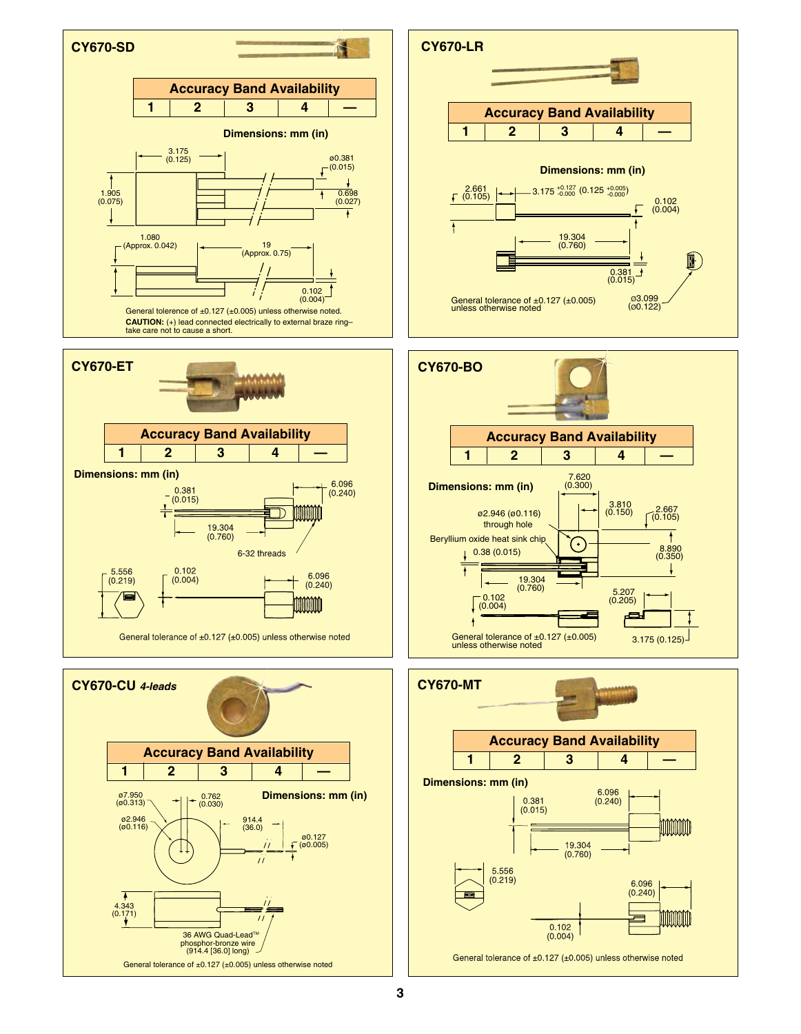## CY670-SD

| Accuracy Band Availability | | | | |
|---|---|---|---|---|
| 1 | 2 | 3 | 4 | — |

**Dimensions: mm (in)**

3.175 (0.125)

ø0.381 (0.015)

1.905 (0.075)

0.698 (0.027)

1.080 (Approx. 0.042)

19 (Approx. 0.75)

0.102 (0.004)

General tolerence of ±0.127 (±0.005) unless otherwise noted.

**CAUTION:** (+) lead connected electrically to external braze ring–take care not to cause a short.

## CY670-LR

| Accuracy Band Availability | | | | |
|---|---|---|---|---|
| 1 | 2 | 3 | 4 | — |

**Dimensions: mm (in)**

2.661 (0.105)

3.175 $^{+0.127}_{-0.000}$ (0.125 $^{+0.005}_{-0.000}$)

0.102 (0.004)

19.304 (0.760)

0.381 (0.015)

ø3.099 (ø0.122)

General tolerance of ±0.127 (±0.005) unless otherwise noted

## CY670-ET

| Accuracy Band Availability | | | | |
|---|---|---|---|---|
| 1 | 2 | 3 | 4 | — |

**Dimensions: mm (in)**

0.381 (0.015)

6.096 (0.240)

19.304 (0.760)

6-32 threads

5.556 (0.219)

0.102 (0.004)

6.096 (0.240)

General tolerance of ±0.127 (±0.005) unless otherwise noted

## CY670-BO

| Accuracy Band Availability | | | | |
|---|---|---|---|---|
| 1 | 2 | 3 | 4 | — |

**Dimensions: mm (in)**

7.620 (0.300)

3.810 (0.150)

2.667 (0.105)

ø2.946 (ø0.116) through hole

Beryllium oxide heat sink chip

0.38 (0.015)

8.890 (0.350)

19.304 (0.760)

0.102 (0.004)

5.207 (0.205)

3.175 (0.125)

General tolerance of ±0.127 (±0.005) unless otherwise noted

## CY670-CU *4-leads*

| Accuracy Band Availability | | | | |
|---|---|---|---|---|
| 1 | 2 | 3 | 4 | — |

**Dimensions: mm (in)**

ø7.950 (ø0.313)

0.762 (0.030)

ø2.946 (ø0.116)

914.4 (36.0)

ø0.127 (ø0.005)

4.343 (0.171)

36 AWG Quad-Lead™ phosphor-bronze wire (914.4 [36.0] long)

General tolerance of ±0.127 (±0.005) unless otherwise noted

## CY670-MT

| Accuracy Band Availability | | | | |
|---|---|---|---|---|
| 1 | 2 | 3 | 4 | — |

**Dimensions: mm (in)**

0.381 (0.015)

6.096 (0.240)

19.304 (0.760)

5.556 (0.219)

6.096 (0.240)

0.102 (0.004)

General tolerance of ±0.127 (±0.005) unless otherwise noted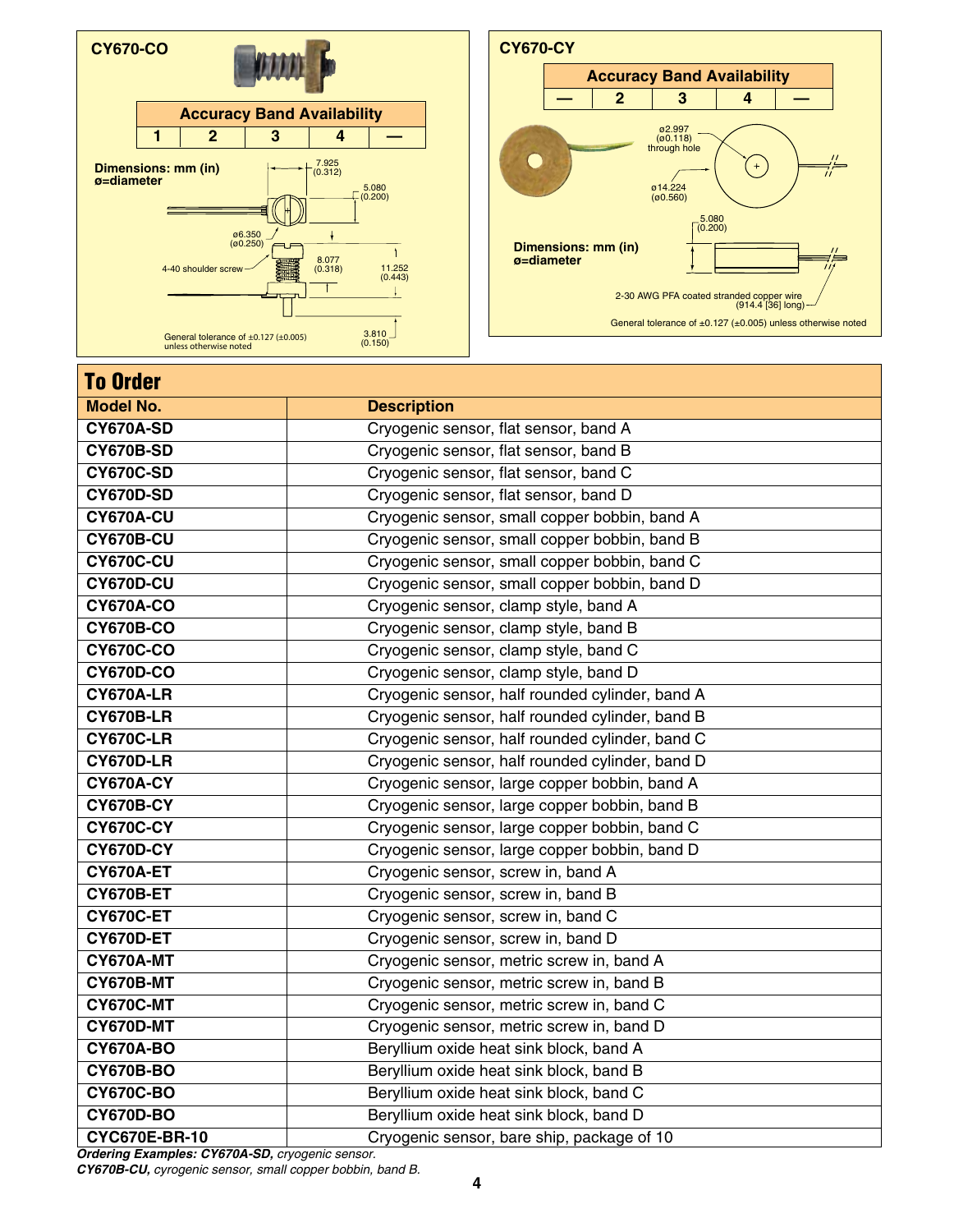## CY670-CO

| Accuracy Band Availability | | | | |
|---|---|---|---|---|
| 1 | 2 | 3 | 4 | — |

Dimensions: mm (in)
ø=diameter

7.925 (0.312)
5.080 (0.200)
ø6.350 (ø0.250)
4-40 shoulder screw
8.077 (0.318)
11.252 (0.443)
3.810 (0.150)

General tolerance of ±0.127 (±0.005) unless otherwise noted

## CY670-CY

| Accuracy Band Availability | | | | |
|---|---|---|---|---|
| — | 2 | 3 | 4 | — |

ø2.997 (ø0.118) through hole
ø14.224 (ø0.560)
5.080 (0.200)

Dimensions: mm (in)
ø=diameter

2-30 AWG PFA coated stranded copper wire (914.4 [36] long)

General tolerance of ±0.127 (±0.005) unless otherwise noted

## To Order

| Model No. | Description |
|---|---|
| CY670A-SD | Cryogenic sensor, flat sensor, band A |
| CY670B-SD | Cryogenic sensor, flat sensor, band B |
| CY670C-SD | Cryogenic sensor, flat sensor, band C |
| CY670D-SD | Cryogenic sensor, flat sensor, band D |
| CY670A-CU | Cryogenic sensor, small copper bobbin, band A |
| CY670B-CU | Cryogenic sensor, small copper bobbin, band B |
| CY670C-CU | Cryogenic sensor, small copper bobbin, band C |
| CY670D-CU | Cryogenic sensor, small copper bobbin, band D |
| CY670A-CO | Cryogenic sensor, clamp style, band A |
| CY670B-CO | Cryogenic sensor, clamp style, band B |
| CY670C-CO | Cryogenic sensor, clamp style, band C |
| CY670D-CO | Cryogenic sensor, clamp style, band D |
| CY670A-LR | Cryogenic sensor, half rounded cylinder, band A |
| CY670B-LR | Cryogenic sensor, half rounded cylinder, band B |
| CY670C-LR | Cryogenic sensor, half rounded cylinder, band C |
| CY670D-LR | Cryogenic sensor, half rounded cylinder, band D |
| CY670A-CY | Cryogenic sensor, large copper bobbin, band A |
| CY670B-CY | Cryogenic sensor, large copper bobbin, band B |
| CY670C-CY | Cryogenic sensor, large copper bobbin, band C |
| CY670D-CY | Cryogenic sensor, large copper bobbin, band D |
| CY670A-ET | Cryogenic sensor, screw in, band A |
| CY670B-ET | Cryogenic sensor, screw in, band B |
| CY670C-ET | Cryogenic sensor, screw in, band C |
| CY670D-ET | Cryogenic sensor, screw in, band D |
| CY670A-MT | Cryogenic sensor, metric screw in, band A |
| CY670B-MT | Cryogenic sensor, metric screw in, band B |
| CY670C-MT | Cryogenic sensor, metric screw in, band C |
| CY670D-MT | Cryogenic sensor, metric screw in, band D |
| CY670A-BO | Beryllium oxide heat sink block, band A |
| CY670B-BO | Beryllium oxide heat sink block, band B |
| CY670C-BO | Beryllium oxide heat sink block, band C |
| CY670D-BO | Beryllium oxide heat sink block, band D |
| CYC670E-BR-10 | Cryogenic sensor, bare ship, package of 10 |

***Ordering Examples: CY670A-SD,*** *cryogenic sensor.*
***CY670B-CU,*** *cyrogenic sensor, small copper bobbin, band B.*